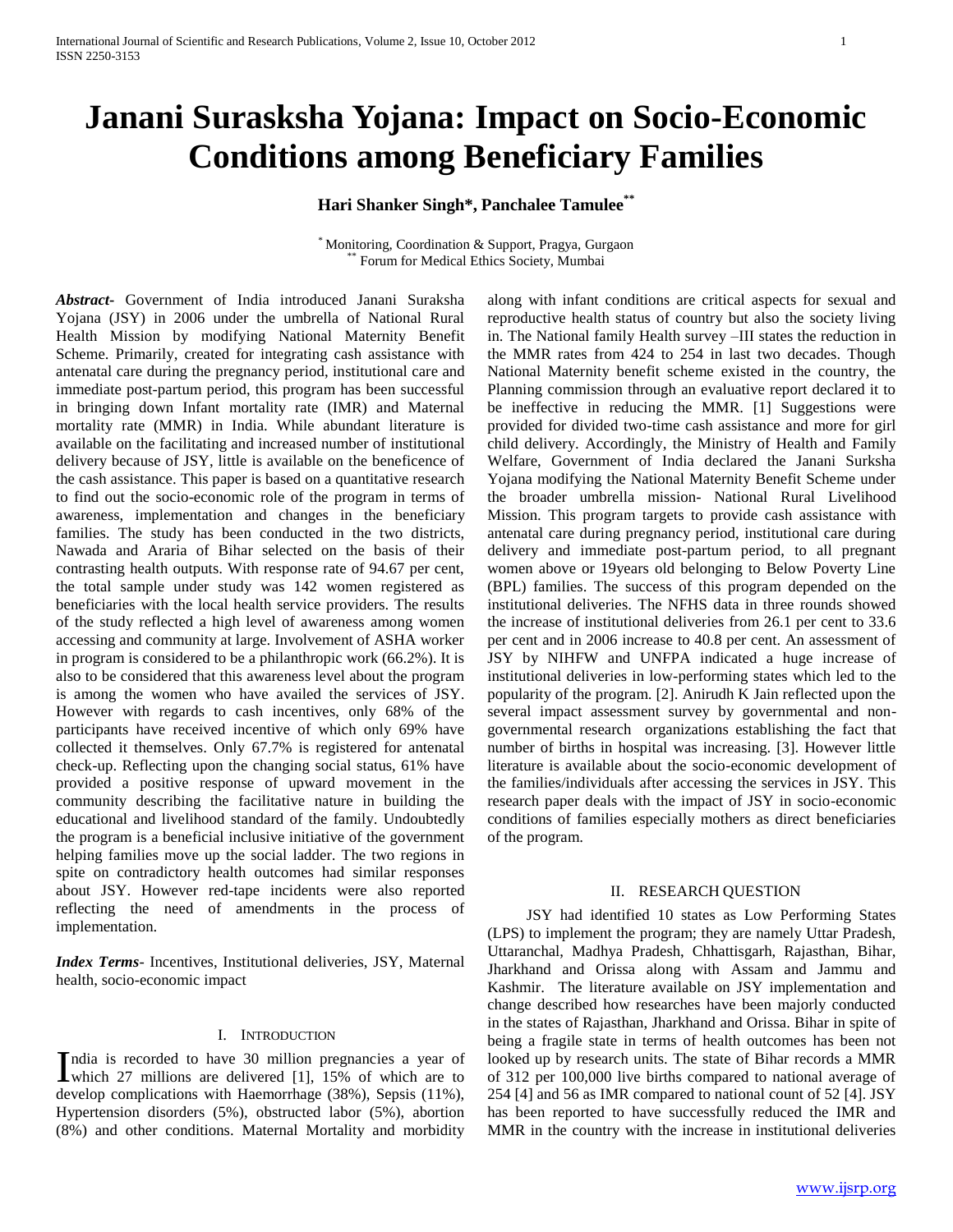# Janani Surasksha Yojana: Impact on Socio-Economic Conditions among Beneficiary Families

**Hari Shanker Singh\*, Panchalee Tamulee\*\***

\* Monitoring, Coordination & Support, Pragya, Gurgaon
\*\* Forum for Medical Ethics Society, Mumbai

***Abstract-*** Government of India introduced Janani Suraksha Yojana (JSY) in 2006 under the umbrella of National Rural Health Mission by modifying National Maternity Benefit Scheme. Primarily, created for integrating cash assistance with antenatal care during the pregnancy period, institutional care and immediate post-partum period, this program has been successful in bringing down Infant mortality rate (IMR) and Maternal mortality rate (MMR) in India. While abundant literature is available on the facilitating and increased number of institutional delivery because of JSY, little is available on the beneficence of the cash assistance. This paper is based on a quantitative research to find out the socio-economic role of the program in terms of awareness, implementation and changes in the beneficiary families. The study has been conducted in the two districts, Nawada and Araria of Bihar selected on the basis of their contrasting health outputs. With response rate of 94.67 per cent, the total sample under study was 142 women registered as beneficiaries with the local health service providers. The results of the study reflected a high level of awareness among women accessing and community at large. Involvement of ASHA worker in program is considered to be a philanthropic work (66.2%). It is also to be considered that this awareness level about the program is among the women who have availed the services of JSY. However with regards to cash incentives, only 68% of the participants have received incentive of which only 69% have collected it themselves. Only 67.7% is registered for antenatal check-up. Reflecting upon the changing social status, 61% have provided a positive response of upward movement in the community describing the facilitative nature in building the educational and livelihood standard of the family. Undoubtedly the program is a beneficial inclusive initiative of the government helping families move up the social ladder. The two regions in spite on contradictory health outcomes had similar responses about JSY. However red-tape incidents were also reported reflecting the need of amendments in the process of implementation.

***Index Terms*-** Incentives, Institutional deliveries, JSY, Maternal health, socio-economic impact

## I. Introduction

India is recorded to have 30 million pregnancies a year of which 27 millions are delivered [1], 15% of which are to develop complications with Haemorrhage (38%), Sepsis (11%), Hypertension disorders (5%), obstructed labor (5%), abortion (8%) and other conditions. Maternal Mortality and morbidity along with infant conditions are critical aspects for sexual and reproductive health status of country but also the society living in. The National family Health survey –III states the reduction in the MMR rates from 424 to 254 in last two decades. Though National Maternity benefit scheme existed in the country, the Planning commission through an evaluative report declared it to be ineffective in reducing the MMR. [1] Suggestions were provided for divided two-time cash assistance and more for girl child delivery. Accordingly, the Ministry of Health and Family Welfare, Government of India declared the Janani Surksha Yojana modifying the National Maternity Benefit Scheme under the broader umbrella mission- National Rural Livelihood Mission. This program targets to provide cash assistance with antenatal care during pregnancy period, institutional care during delivery and immediate post-partum period, to all pregnant women above or 19years old belonging to Below Poverty Line (BPL) families. The success of this program depended on the institutional deliveries. The NFHS data in three rounds showed the increase of institutional deliveries from 26.1 per cent to 33.6 per cent and in 2006 increase to 40.8 per cent. An assessment of JSY by NIHFW and UNFPA indicated a huge increase of institutional deliveries in low-performing states which led to the popularity of the program. [2]. Anirudh K Jain reflected upon the several impact assessment survey by governmental and non-governmental research organizations establishing the fact that number of births in hospital was increasing. [3]. However little literature is available about the socio-economic development of the families/individuals after accessing the services in JSY. This research paper deals with the impact of JSY in socio-economic conditions of families especially mothers as direct beneficiaries of the program.

## II. Research Question

JSY had identified 10 states as Low Performing States (LPS) to implement the program; they are namely Uttar Pradesh, Uttaranchal, Madhya Pradesh, Chhattisgarh, Rajasthan, Bihar, Jharkhand and Orissa along with Assam and Jammu and Kashmir. The literature available on JSY implementation and change described how researches have been majorly conducted in the states of Rajasthan, Jharkhand and Orissa. Bihar in spite of being a fragile state in terms of health outcomes has been not looked up by research units. The state of Bihar records a MMR of 312 per 100,000 live births compared to national average of 254 [4] and 56 as IMR compared to national count of 52 [4]. JSY has been reported to have successfully reduced the IMR and MMR in the country with the increase in institutional deliveries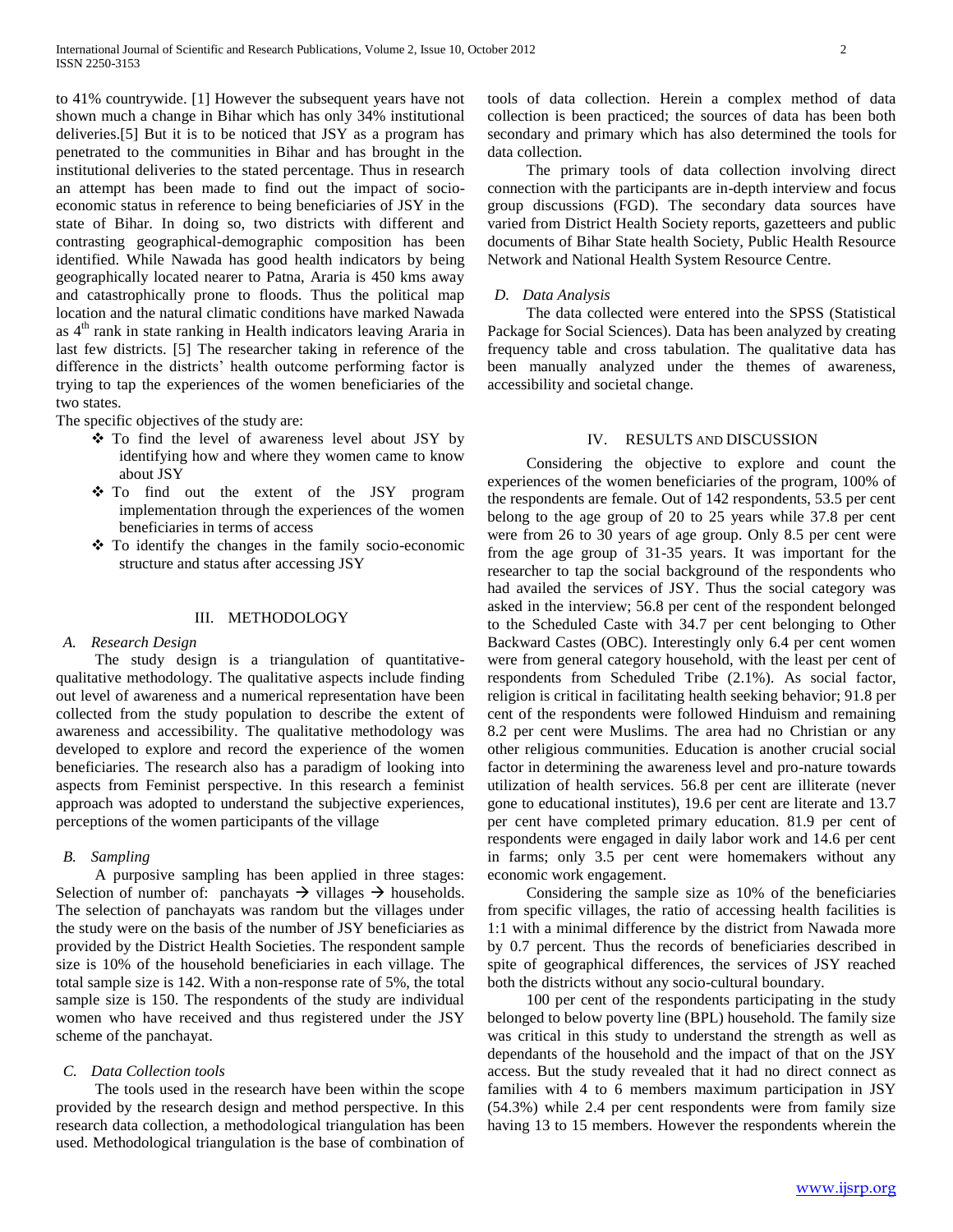to 41% countrywide. [1] However the subsequent years have not shown much a change in Bihar which has only 34% institutional deliveries.[5] But it is to be noticed that JSY as a program has penetrated to the communities in Bihar and has brought in the institutional deliveries to the stated percentage. Thus in research an attempt has been made to find out the impact of socio-economic status in reference to being beneficiaries of JSY in the state of Bihar. In doing so, two districts with different and contrasting geographical-demographic composition has been identified. While Nawada has good health indicators by being geographically located nearer to Patna, Araria is 450 kms away and catastrophically prone to floods. Thus the political map location and the natural climatic conditions have marked Nawada as 4th rank in state ranking in Health indicators leaving Araria in last few districts. [5] The researcher taking in reference of the difference in the districts' health outcome performing factor is trying to tap the experiences of the women beneficiaries of the two states.

The specific objectives of the study are:

- To find the level of awareness level about JSY by identifying how and where they women came to know about JSY
- To find out the extent of the JSY program implementation through the experiences of the women beneficiaries in terms of access
- To identify the changes in the family socio-economic structure and status after accessing JSY

## III. METHODOLOGY

### A. Research Design

The study design is a triangulation of quantitative-qualitative methodology. The qualitative aspects include finding out level of awareness and a numerical representation have been collected from the study population to describe the extent of awareness and accessibility. The qualitative methodology was developed to explore and record the experience of the women beneficiaries. The research also has a paradigm of looking into aspects from Feminist perspective. In this research a feminist approach was adopted to understand the subjective experiences, perceptions of the women participants of the village

### B. Sampling

A purposive sampling has been applied in three stages: Selection of number of: panchayats → villages → households. The selection of panchayats was random but the villages under the study were on the basis of the number of JSY beneficiaries as provided by the District Health Societies. The respondent sample size is 10% of the household beneficiaries in each village. The total sample size is 142. With a non-response rate of 5%, the total sample size is 150. The respondents of the study are individual women who have received and thus registered under the JSY scheme of the panchayat.

### C. Data Collection tools

The tools used in the research have been within the scope provided by the research design and method perspective. In this research data collection, a methodological triangulation has been used. Methodological triangulation is the base of combination of tools of data collection. Herein a complex method of data collection is been practiced; the sources of data has been both secondary and primary which has also determined the tools for data collection.

The primary tools of data collection involving direct connection with the participants are in-depth interview and focus group discussions (FGD). The secondary data sources have varied from District Health Society reports, gazetteers and public documents of Bihar State health Society, Public Health Resource Network and National Health System Resource Centre.

### D. Data Analysis

The data collected were entered into the SPSS (Statistical Package for Social Sciences). Data has been analyzed by creating frequency table and cross tabulation. The qualitative data has been manually analyzed under the themes of awareness, accessibility and societal change.

## IV. RESULTS AND DISCUSSION

Considering the objective to explore and count the experiences of the women beneficiaries of the program, 100% of the respondents are female. Out of 142 respondents, 53.5 per cent belong to the age group of 20 to 25 years while 37.8 per cent were from 26 to 30 years of age group. Only 8.5 per cent were from the age group of 31-35 years. It was important for the researcher to tap the social background of the respondents who had availed the services of JSY. Thus the social category was asked in the interview; 56.8 per cent of the respondent belonged to the Scheduled Caste with 34.7 per cent belonging to Other Backward Castes (OBC). Interestingly only 6.4 per cent women were from general category household, with the least per cent of respondents from Scheduled Tribe (2.1%). As social factor, religion is critical in facilitating health seeking behavior; 91.8 per cent of the respondents were followed Hinduism and remaining 8.2 per cent were Muslims. The area had no Christian or any other religious communities. Education is another crucial social factor in determining the awareness level and pro-nature towards utilization of health services. 56.8 per cent are illiterate (never gone to educational institutes), 19.6 per cent are literate and 13.7 per cent have completed primary education. 81.9 per cent of respondents were engaged in daily labor work and 14.6 per cent in farms; only 3.5 per cent were homemakers without any economic work engagement.

Considering the sample size as 10% of the beneficiaries from specific villages, the ratio of accessing health facilities is 1:1 with a minimal difference by the district from Nawada more by 0.7 percent. Thus the records of beneficiaries described in spite of geographical differences, the services of JSY reached both the districts without any socio-cultural boundary.

100 per cent of the respondents participating in the study belonged to below poverty line (BPL) household. The family size was critical in this study to understand the strength as well as dependants of the household and the impact of that on the JSY access. But the study revealed that it had no direct connect as families with 4 to 6 members maximum participation in JSY (54.3%) while 2.4 per cent respondents were from family size having 13 to 15 members. However the respondents wherein the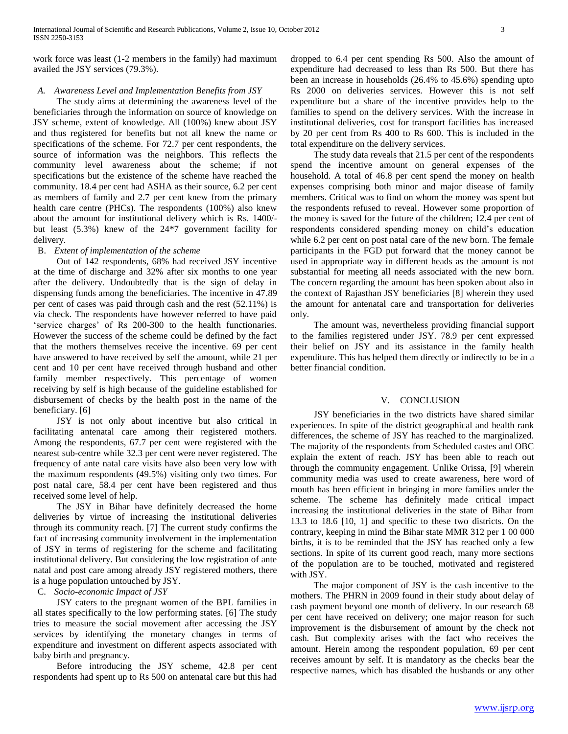work force was least (1-2 members in the family) had maximum availed the JSY services (79.3%).

### A. *Awareness Level and Implementation Benefits from JSY*

The study aims at determining the awareness level of the beneficiaries through the information on source of knowledge on JSY scheme, extent of knowledge. All (100%) knew about JSY and thus registered for benefits but not all knew the name or specifications of the scheme. For 72.7 per cent respondents, the source of information was the neighbors. This reflects the community level awareness about the scheme; if not specifications but the existence of the scheme have reached the community. 18.4 per cent had ASHA as their source, 6.2 per cent as members of family and 2.7 per cent knew from the primary health care centre (PHCs). The respondents (100%) also knew about the amount for institutional delivery which is Rs. 1400/- but least (5.3%) knew of the 24*7 government facility for delivery.

### B. *Extent of implementation of the scheme*

Out of 142 respondents, 68% had received JSY incentive at the time of discharge and 32% after six months to one year after the delivery. Undoubtedly that is the sign of delay in dispensing funds among the beneficiaries. The incentive in 47.89 per cent of cases was paid through cash and the rest (52.11%) is via check. The respondents have however referred to have paid 'service charges' of Rs 200-300 to the health functionaries. However the success of the scheme could be defined by the fact that the mothers themselves receive the incentive. 69 per cent have answered to have received by self the amount, while 21 per cent and 10 per cent have received through husband and other family member respectively. This percentage of women receiving by self is high because of the guideline established for disbursement of checks by the health post in the name of the beneficiary. [6]

JSY is not only about incentive but also critical in facilitating antenatal care among their registered mothers. Among the respondents, 67.7 per cent were registered with the nearest sub-centre while 32.3 per cent were never registered. The frequency of ante natal care visits have also been very low with the maximum respondents (49.5%) visiting only two times. For post natal care, 58.4 per cent have been registered and thus received some level of help.

The JSY in Bihar have definitely decreased the home deliveries by virtue of increasing the institutional deliveries through its community reach. [7] The current study confirms the fact of increasing community involvement in the implementation of JSY in terms of registering for the scheme and facilitating institutional delivery. But considering the low registration of ante natal and post care among already JSY registered mothers, there is a huge population untouched by JSY.

### C. *Socio-economic Impact of JSY*

JSY caters to the pregnant women of the BPL families in all states specifically to the low performing states. [6] The study tries to measure the social movement after accessing the JSY services by identifying the monetary changes in terms of expenditure and investment on different aspects associated with baby birth and pregnancy.

Before introducing the JSY scheme, 42.8 per cent respondents had spent up to Rs 500 on antenatal care but this had dropped to 6.4 per cent spending Rs 500. Also the amount of expenditure had decreased to less than Rs 500. But there has been an increase in households (26.4% to 45.6%) spending upto Rs 2000 on deliveries services. However this is not self expenditure but a share of the incentive provides help to the families to spend on the delivery services. With the increase in institutional deliveries, cost for transport facilities has increased by 20 per cent from Rs 400 to Rs 600. This is included in the total expenditure on the delivery services.

The study data reveals that 21.5 per cent of the respondents spend the incentive amount on general expenses of the household. A total of 46.8 per cent spend the money on health expenses comprising both minor and major disease of family members. Critical was to find on whom the money was spent but the respondents refused to reveal. However some proportion of the money is saved for the future of the children; 12.4 per cent of respondents considered spending money on child's education while 6.2 per cent on post natal care of the new born. The female participants in the FGD put forward that the money cannot be used in appropriate way in different heads as the amount is not substantial for meeting all needs associated with the new born. The concern regarding the amount has been spoken about also in the context of Rajasthan JSY beneficiaries [8] wherein they used the amount for antenatal care and transportation for deliveries only.

The amount was, nevertheless providing financial support to the families registered under JSY. 78.9 per cent expressed their belief on JSY and its assistance in the family health expenditure. This has helped them directly or indirectly to be in a better financial condition.

## V. CONCLUSION

JSY beneficiaries in the two districts have shared similar experiences. In spite of the district geographical and health rank differences, the scheme of JSY has reached to the marginalized. The majority of the respondents from Scheduled castes and OBC explain the extent of reach. JSY has been able to reach out through the community engagement. Unlike Orissa, [9] wherein community media was used to create awareness, here word of mouth has been efficient in bringing in more families under the scheme. The scheme has definitely made critical impact increasing the institutional deliveries in the state of Bihar from 13.3 to 18.6 [10, 1] and specific to these two districts. On the contrary, keeping in mind the Bihar state MMR 312 per 1 00 000 births, it is to be reminded that the JSY has reached only a few sections. In spite of its current good reach, many more sections of the population are to be touched, motivated and registered with JSY.

The major component of JSY is the cash incentive to the mothers. The PHRN in 2009 found in their study about delay of cash payment beyond one month of delivery. In our research 68 per cent have received on delivery; one major reason for such improvement is the disbursement of amount by the check not cash. But complexity arises with the fact who receives the amount. Herein among the respondent population, 69 per cent receives amount by self. It is mandatory as the checks bear the respective names, which has disabled the husbands or any other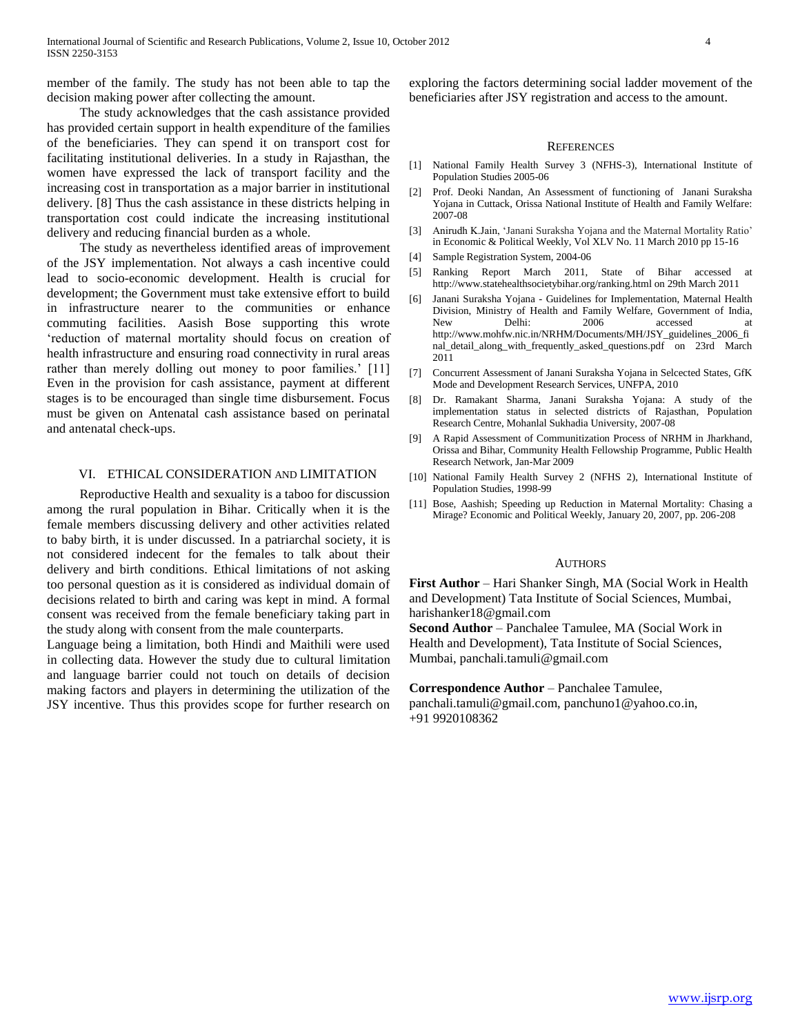member of the family. The study has not been able to tap the decision making power after collecting the amount.

The study acknowledges that the cash assistance provided has provided certain support in health expenditure of the families of the beneficiaries. They can spend it on transport cost for facilitating institutional deliveries. In a study in Rajasthan, the women have expressed the lack of transport facility and the increasing cost in transportation as a major barrier in institutional delivery. [8] Thus the cash assistance in these districts helping in transportation cost could indicate the increasing institutional delivery and reducing financial burden as a whole.

The study as nevertheless identified areas of improvement of the JSY implementation. Not always a cash incentive could lead to socio-economic development. Health is crucial for development; the Government must take extensive effort to build in infrastructure nearer to the communities or enhance commuting facilities. Aasish Bose supporting this wrote 'reduction of maternal mortality should focus on creation of health infrastructure and ensuring road connectivity in rural areas rather than merely dolling out money to poor families.' [11] Even in the provision for cash assistance, payment at different stages is to be encouraged than single time disbursement. Focus must be given on Antenatal cash assistance based on perinatal and antenatal check-ups.

## VI. Ethical Consideration and Limitation

Reproductive Health and sexuality is a taboo for discussion among the rural population in Bihar. Critically when it is the female members discussing delivery and other activities related to baby birth, it is under discussed. In a patriarchal society, it is not considered indecent for the females to talk about their delivery and birth conditions. Ethical limitations of not asking too personal question as it is considered as individual domain of decisions related to birth and caring was kept in mind. A formal consent was received from the female beneficiary taking part in the study along with consent from the male counterparts.

Language being a limitation, both Hindi and Maithili were used in collecting data. However the study due to cultural limitation and language barrier could not touch on details of decision making factors and players in determining the utilization of the JSY incentive. Thus this provides scope for further research on exploring the factors determining social ladder movement of the beneficiaries after JSY registration and access to the amount.

## References

[1] National Family Health Survey 3 (NFHS-3), International Institute of Population Studies 2005-06

[2] Prof. Deoki Nandan, An Assessment of functioning of Janani Suraksha Yojana in Cuttack, Orissa National Institute of Health and Family Welfare: 2007-08

[3] Anirudh K.Jain, 'Janani Suraksha Yojana and the Maternal Mortality Ratio' in Economic & Political Weekly, Vol XLV No. 11 March 2010 pp 15-16

[4] Sample Registration System, 2004-06

[5] Ranking Report March 2011, State of Bihar accessed at http://www.statehealthsocietybihar.org/ranking.html on 29th March 2011

[6] Janani Suraksha Yojana - Guidelines for Implementation, Maternal Health Division, Ministry of Health and Family Welfare, Government of India, New Delhi: 2006 accessed at http://www.mohfw.nic.in/NRHM/Documents/MH/JSY_guidelines_2006_final_detail_along_with_frequently_asked_questions.pdf on 23rd March 2011

[7] Concurrent Assessment of Janani Suraksha Yojana in Selcected States, GfK Mode and Development Research Services, UNFPA, 2010

[8] Dr. Ramakant Sharma, Janani Suraksha Yojana: A study of the implementation status in selected districts of Rajasthan, Population Research Centre, Mohanlal Sukhadia University, 2007-08

[9] A Rapid Assessment of Communitization Process of NRHM in Jharkhand, Orissa and Bihar, Community Health Fellowship Programme, Public Health Research Network, Jan-Mar 2009

[10] National Family Health Survey 2 (NFHS 2), International Institute of Population Studies, 1998-99

[11] Bose, Aashish; Speeding up Reduction in Maternal Mortality: Chasing a Mirage? Economic and Political Weekly, January 20, 2007, pp. 206-208

## Authors

**First Author** – Hari Shanker Singh, MA (Social Work in Health and Development) Tata Institute of Social Sciences, Mumbai, harishanker18@gmail.com

**Second Author** – Panchalee Tamulee, MA (Social Work in Health and Development), Tata Institute of Social Sciences, Mumbai, panchali.tamuli@gmail.com

**Correspondence Author** – Panchalee Tamulee, panchali.tamuli@gmail.com, panchuno1@yahoo.co.in, +91 9920108362